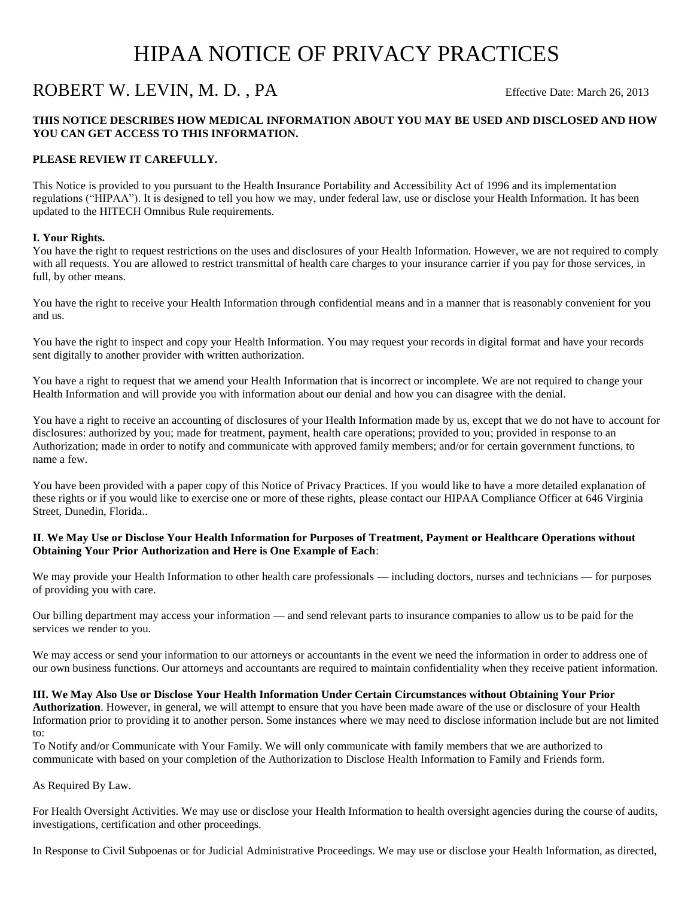# HIPAA NOTICE OF PRIVACY PRACTICES

## ROBERT W. LEVIN, M. D. , PA

Effective Date: March 26, 2013

**THIS NOTICE DESCRIBES HOW MEDICAL INFORMATION ABOUT YOU MAY BE USED AND DISCLOSED AND HOW YOU CAN GET ACCESS TO THIS INFORMATION.**

**PLEASE REVIEW IT CAREFULLY.**

This Notice is provided to you pursuant to the Health Insurance Portability and Accessibility Act of 1996 and its implementation regulations ("HIPAA"). It is designed to tell you how we may, under federal law, use or disclose your Health Information. It has been updated to the HITECH Omnibus Rule requirements.

**I. Your Rights.**

You have the right to request restrictions on the uses and disclosures of your Health Information. However, we are not required to comply with all requests. You are allowed to restrict transmittal of health care charges to your insurance carrier if you pay for those services, in full, by other means.

You have the right to receive your Health Information through confidential means and in a manner that is reasonably convenient for you and us.

You have the right to inspect and copy your Health Information. You may request your records in digital format and have your records sent digitally to another provider with written authorization.

You have a right to request that we amend your Health Information that is incorrect or incomplete. We are not required to change your Health Information and will provide you with information about our denial and how you can disagree with the denial.

You have a right to receive an accounting of disclosures of your Health Information made by us, except that we do not have to account for disclosures: authorized by you; made for treatment, payment, health care operations; provided to you; provided in response to an Authorization; made in order to notify and communicate with approved family members; and/or for certain government functions, to name a few.

You have been provided with a paper copy of this Notice of Privacy Practices. If you would like to have a more detailed explanation of these rights or if you would like to exercise one or more of these rights, please contact our HIPAA Compliance Officer at 646 Virginia Street, Dunedin, Florida..

**II. We May Use or Disclose Your Health Information for Purposes of Treatment, Payment or Healthcare Operations without Obtaining Your Prior Authorization and Here is One Example of Each**:

We may provide your Health Information to other health care professionals — including doctors, nurses and technicians — for purposes of providing you with care.

Our billing department may access your information — and send relevant parts to insurance companies to allow us to be paid for the services we render to you.

We may access or send your information to our attorneys or accountants in the event we need the information in order to address one of our own business functions. Our attorneys and accountants are required to maintain confidentiality when they receive patient information.

**III. We May Also Use or Disclose Your Health Information Under Certain Circumstances without Obtaining Your Prior Authorization**. However, in general, we will attempt to ensure that you have been made aware of the use or disclosure of your Health Information prior to providing it to another person. Some instances where we may need to disclose information include but are not limited to:

To Notify and/or Communicate with Your Family. We will only communicate with family members that we are authorized to communicate with based on your completion of the Authorization to Disclose Health Information to Family and Friends form.

As Required By Law.

For Health Oversight Activities. We may use or disclose your Health Information to health oversight agencies during the course of audits, investigations, certification and other proceedings.

In Response to Civil Subpoenas or for Judicial Administrative Proceedings. We may use or disclose your Health Information, as directed,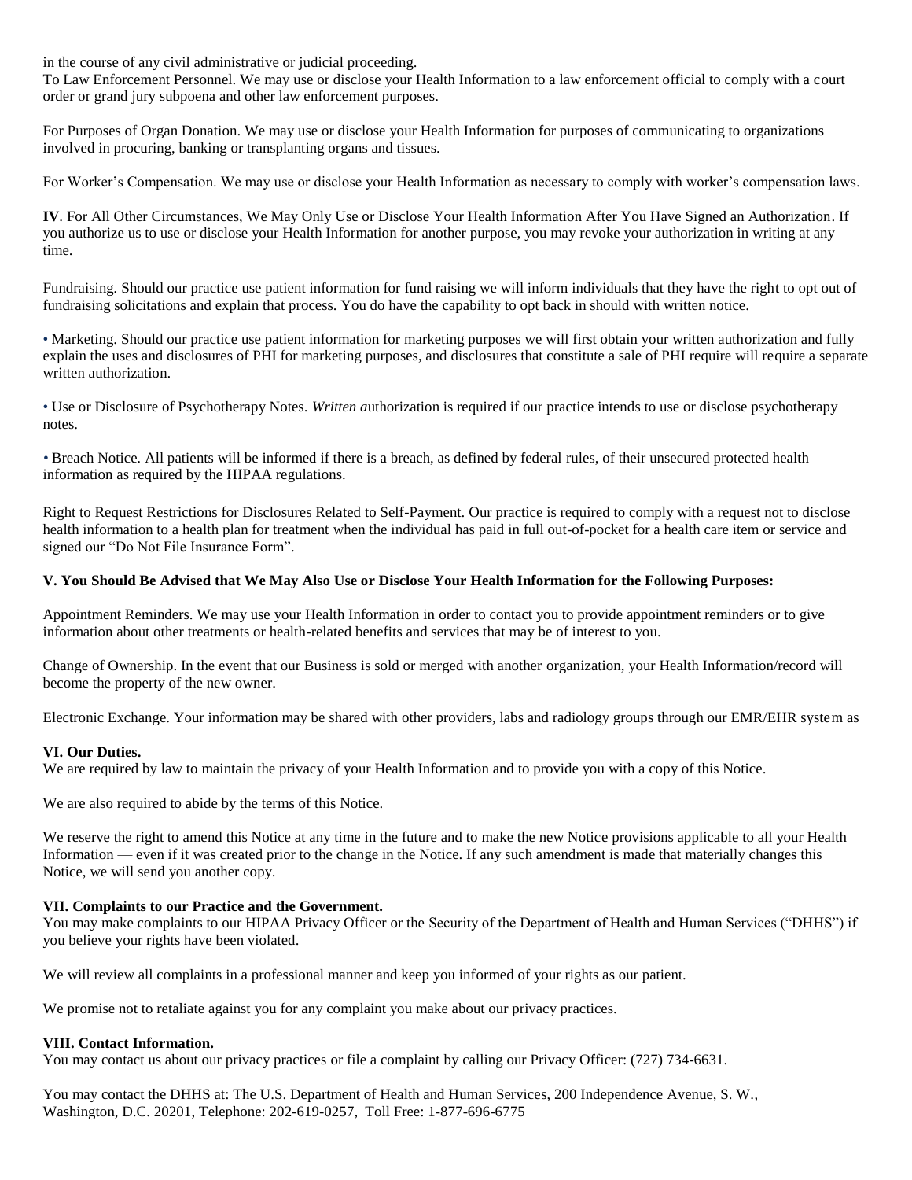in the course of any civil administrative or judicial proceeding.
To Law Enforcement Personnel. We may use or disclose your Health Information to a law enforcement official to comply with a court order or grand jury subpoena and other law enforcement purposes.

For Purposes of Organ Donation. We may use or disclose your Health Information for purposes of communicating to organizations involved in procuring, banking or transplanting organs and tissues.

For Worker's Compensation. We may use or disclose your Health Information as necessary to comply with worker's compensation laws.

**IV**. For All Other Circumstances, We May Only Use or Disclose Your Health Information After You Have Signed an Authorization. If you authorize us to use or disclose your Health Information for another purpose, you may revoke your authorization in writing at any time.

Fundraising. Should our practice use patient information for fund raising we will inform individuals that they have the right to opt out of fundraising solicitations and explain that process. You do have the capability to opt back in should with written notice.

• Marketing. Should our practice use patient information for marketing purposes we will first obtain your written authorization and fully explain the uses and disclosures of PHI for marketing purposes, and disclosures that constitute a sale of PHI require will require a separate written authorization.

• Use or Disclosure of Psychotherapy Notes. *Written a*uthorization is required if our practice intends to use or disclose psychotherapy notes.

• Breach Notice. All patients will be informed if there is a breach, as defined by federal rules, of their unsecured protected health information as required by the HIPAA regulations.

Right to Request Restrictions for Disclosures Related to Self-Payment. Our practice is required to comply with a request not to disclose health information to a health plan for treatment when the individual has paid in full out-of-pocket for a health care item or service and signed our "Do Not File Insurance Form".

**V. You Should Be Advised that We May Also Use or Disclose Your Health Information for the Following Purposes:**

Appointment Reminders. We may use your Health Information in order to contact you to provide appointment reminders or to give information about other treatments or health-related benefits and services that may be of interest to you.

Change of Ownership. In the event that our Business is sold or merged with another organization, your Health Information/record will become the property of the new owner.

Electronic Exchange. Your information may be shared with other providers, labs and radiology groups through our EMR/EHR system as

**VI. Our Duties.**
We are required by law to maintain the privacy of your Health Information and to provide you with a copy of this Notice.

We are also required to abide by the terms of this Notice.

We reserve the right to amend this Notice at any time in the future and to make the new Notice provisions applicable to all your Health Information — even if it was created prior to the change in the Notice. If any such amendment is made that materially changes this Notice, we will send you another copy.

**VII. Complaints to our Practice and the Government.**
You may make complaints to our HIPAA Privacy Officer or the Security of the Department of Health and Human Services ("DHHS") if you believe your rights have been violated.

We will review all complaints in a professional manner and keep you informed of your rights as our patient.

We promise not to retaliate against you for any complaint you make about our privacy practices.

**VIII. Contact Information.**
You may contact us about our privacy practices or file a complaint by calling our Privacy Officer: (727) 734-6631.

You may contact the DHHS at: The U.S. Department of Health and Human Services, 200 Independence Avenue, S. W., Washington, D.C. 20201, Telephone: 202-619-0257, Toll Free: 1-877-696-6775